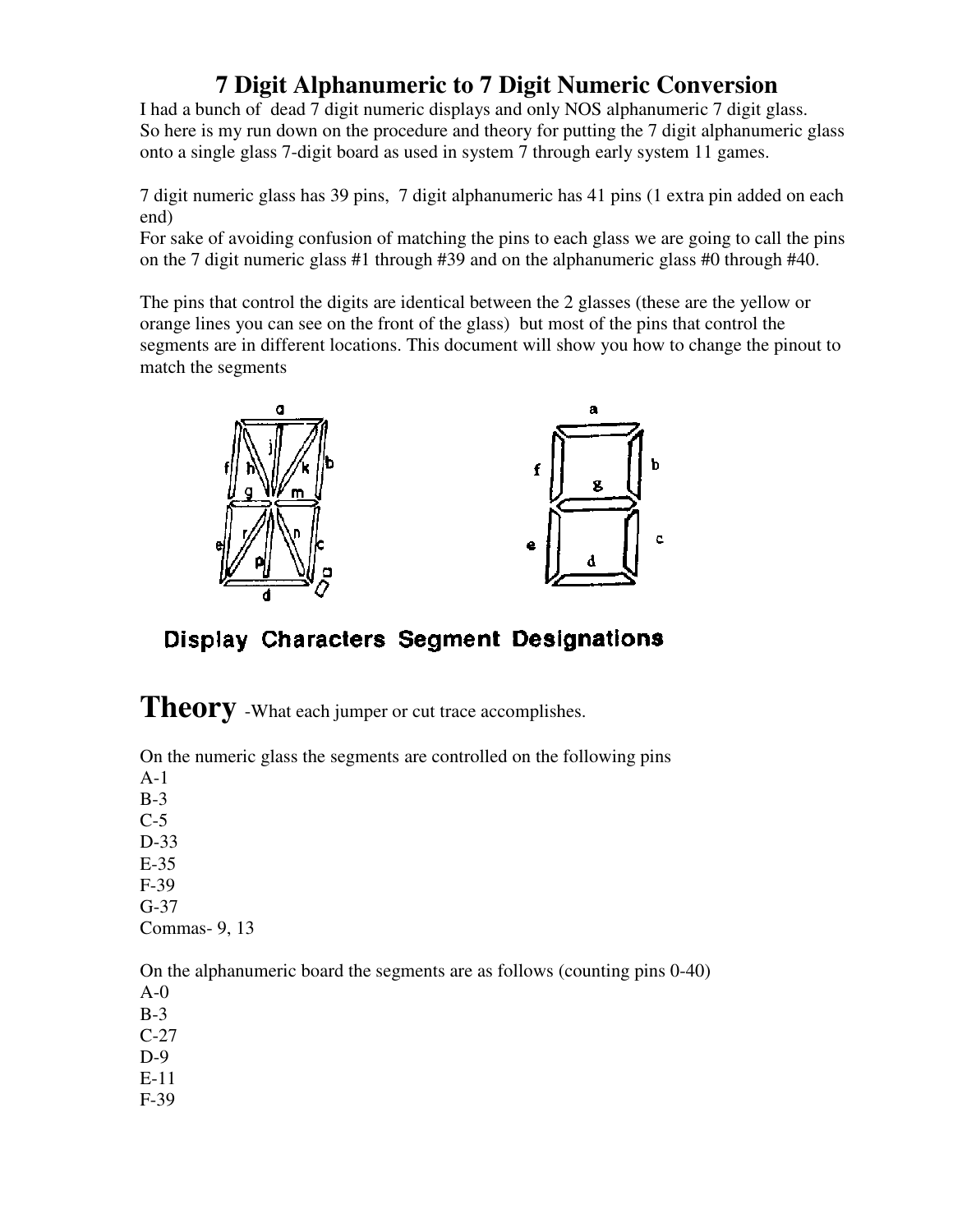# 7 Digit Alphanumeric to 7 Digit Numeric Conversion

I had a bunch of dead 7 digit numeric displays and only NOS alphanumeric 7 digit glass.
So here is my run down on the procedure and theory for putting the 7 digit alphanumeric glass onto a single glass 7-digit board as used in system 7 through early system 11 games.

7 digit numeric glass has 39 pins, 7 digit alphanumeric has 41 pins (1 extra pin added on each end)
For sake of avoiding confusion of matching the pins to each glass we are going to call the pins on the 7 digit numeric glass #1 through #39 and on the alphanumeric glass #0 through #40.

The pins that control the digits are identical between the 2 glasses (these are the yellow or orange lines you can see on the front of the glass) but most of the pins that control the segments are in different locations. This document will show you how to change the pinout to match the segments

**Display Characters Segment Designations**

# Theory -What each jumper or cut trace accomplishes.

On the numeric glass the segments are controlled on the following pins

A-1
B-3
C-5
D-33
E-35
F-39
G-37
Commas- 9, 13

On the alphanumeric board the segments are as follows (counting pins 0-40)

A-0
B-3
C-27
D-9
E-11
F-39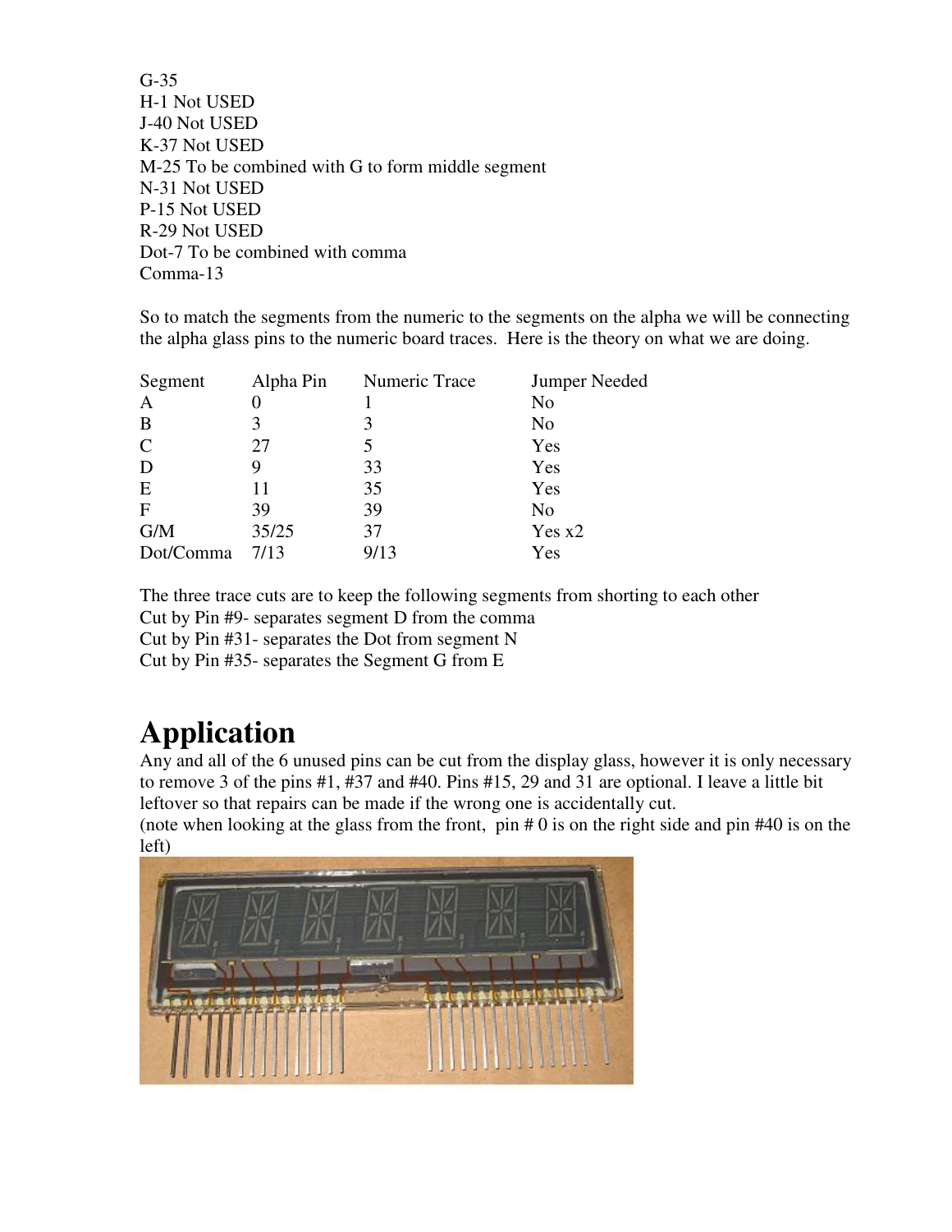G-35
H-1 Not USED
J-40 Not USED
K-37 Not USED
M-25 To be combined with G to form middle segment
N-31 Not USED
P-15 Not USED
R-29 Not USED
Dot-7 To be combined with comma
Comma-13

So to match the segments from the numeric to the segments on the alpha we will be connecting the alpha glass pins to the numeric board traces. Here is the theory on what we are doing.

| Segment | Alpha Pin | Numeric Trace | Jumper Needed |
|---|---|---|---|
| A | 0 | 1 | No |
| B | 3 | 3 | No |
| C | 27 | 5 | Yes |
| D | 9 | 33 | Yes |
| E | 11 | 35 | Yes |
| F | 39 | 39 | No |
| G/M | 35/25 | 37 | Yes x2 |
| Dot/Comma | 7/13 | 9/13 | Yes |

The three trace cuts are to keep the following segments from shorting to each other
Cut by Pin #9- separates segment D from the comma
Cut by Pin #31- separates the Dot from segment N
Cut by Pin #35- separates the Segment G from E

# Application

Any and all of the 6 unused pins can be cut from the display glass, however it is only necessary to remove 3 of the pins #1, #37 and #40. Pins #15, 29 and 31 are optional. I leave a little bit leftover so that repairs can be made if the wrong one is accidentally cut.
(note when looking at the glass from the front, pin # 0 is on the right side and pin #40 is on the left)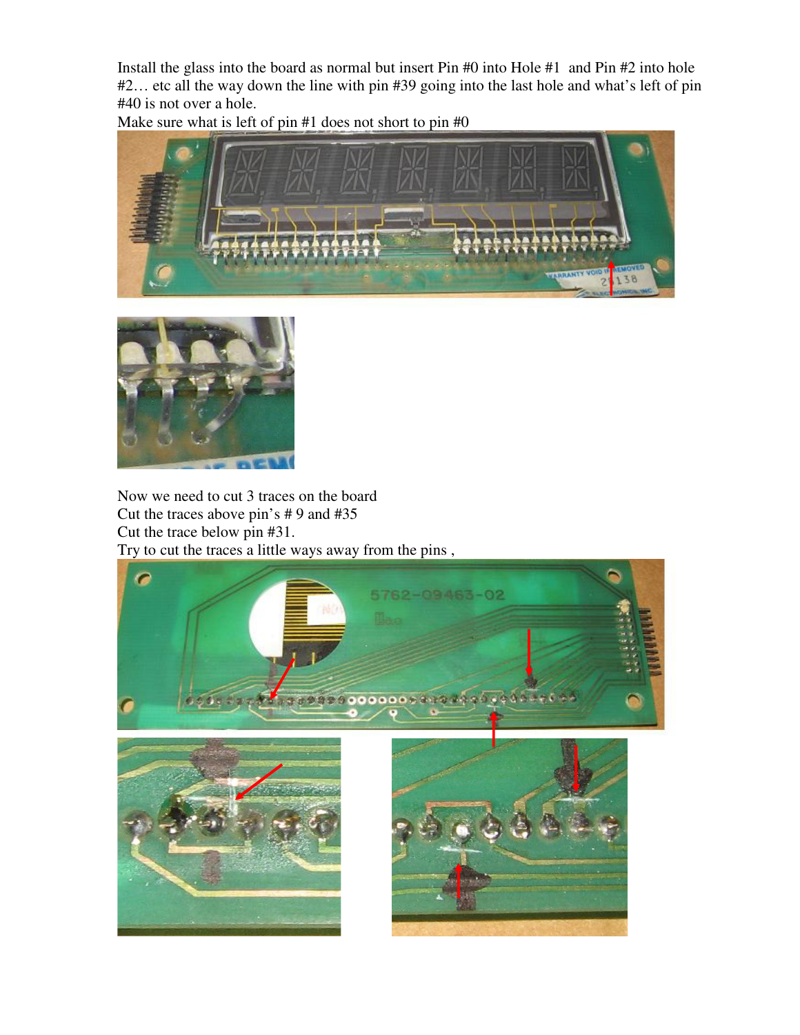Install the glass into the board as normal but insert Pin #0 into Hole #1 and Pin #2 into hole #2… etc all the way down the line with pin #39 going into the last hole and what's left of pin #40 is not over a hole.

Make sure what is left of pin #1 does not short to pin #0

Now we need to cut 3 traces on the board

Cut the traces above pin's # 9 and #35

Cut the trace below pin #31.

Try to cut the traces a little ways away from the pins ,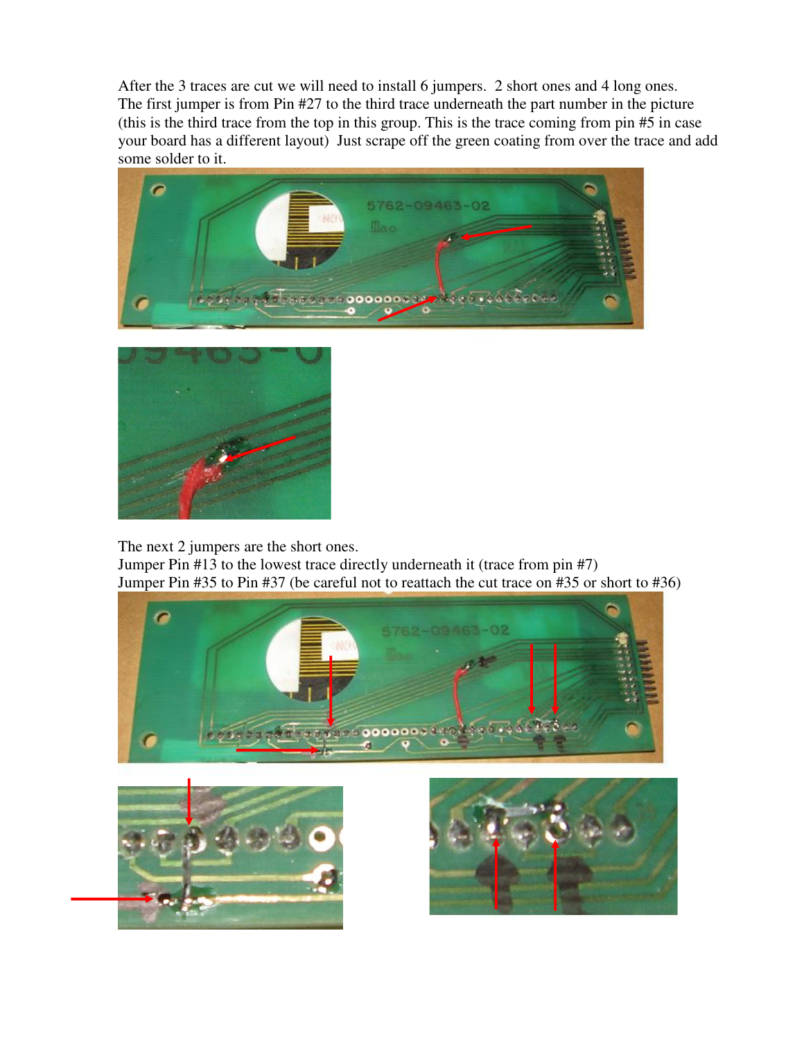After the 3 traces are cut we will need to install 6 jumpers. 2 short ones and 4 long ones.
The first jumper is from Pin #27 to the third trace underneath the part number in the picture (this is the third trace from the top in this group. This is the trace coming from pin #5 in case your board has a different layout) Just scrape off the green coating from over the trace and add some solder to it.

The next 2 jumpers are the short ones.
Jumper Pin #13 to the lowest trace directly underneath it (trace from pin #7)
Jumper Pin #35 to Pin #37 (be careful not to reattach the cut trace on #35 or short to #36)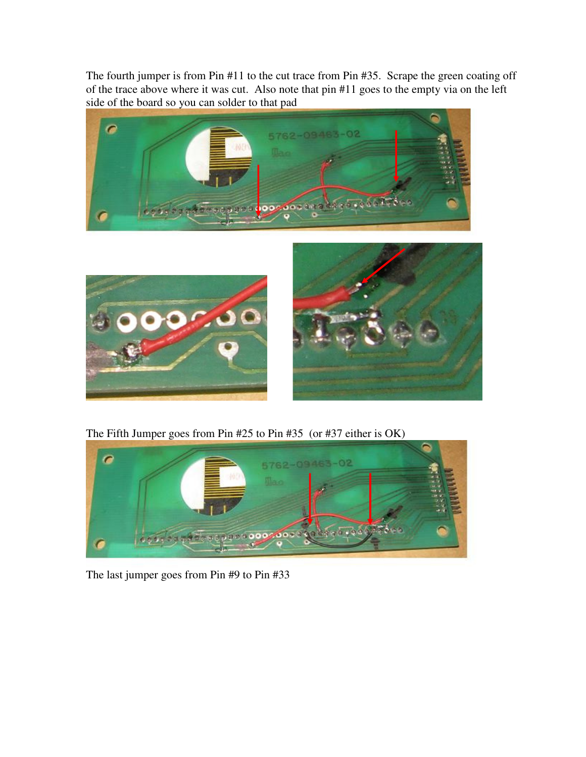The fourth jumper is from Pin #11 to the cut trace from Pin #35. Scrape the green coating off of the trace above where it was cut. Also note that pin #11 goes to the empty via on the left side of the board so you can solder to that pad

The Fifth Jumper goes from Pin #25 to Pin #35 (or #37 either is OK)

The last jumper goes from Pin #9 to Pin #33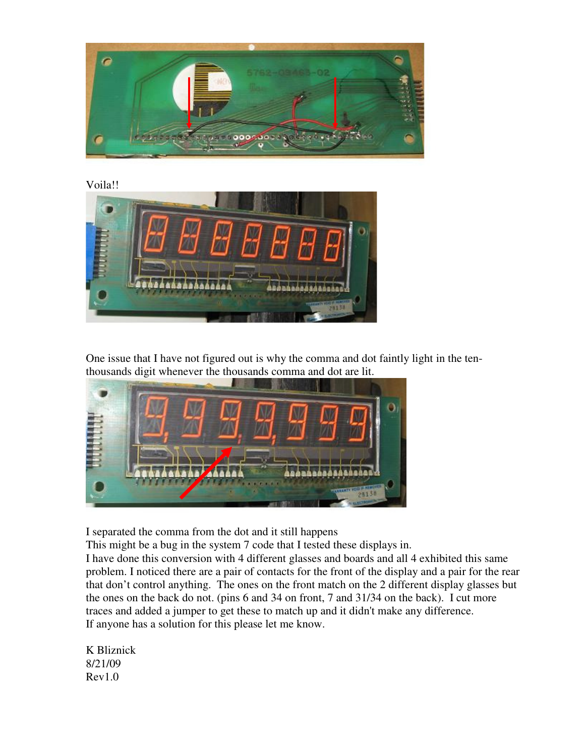Voila!!

One issue that I have not figured out is why the comma and dot faintly light in the ten-thousands digit whenever the thousands comma and dot are lit.

I separated the comma from the dot and it still happens
This might be a bug in the system 7 code that I tested these displays in.
I have done this conversion with 4 different glasses and boards and all 4 exhibited this same problem. I noticed there are a pair of contacts for the front of the display and a pair for the rear that don't control anything. The ones on the front match on the 2 different display glasses but the ones on the back do not. (pins 6 and 34 on front, 7 and 31/34 on the back). I cut more traces and added a jumper to get these to match up and it didn't make any difference.
If anyone has a solution for this please let me know.

K Bliznick
8/21/09
Rev1.0